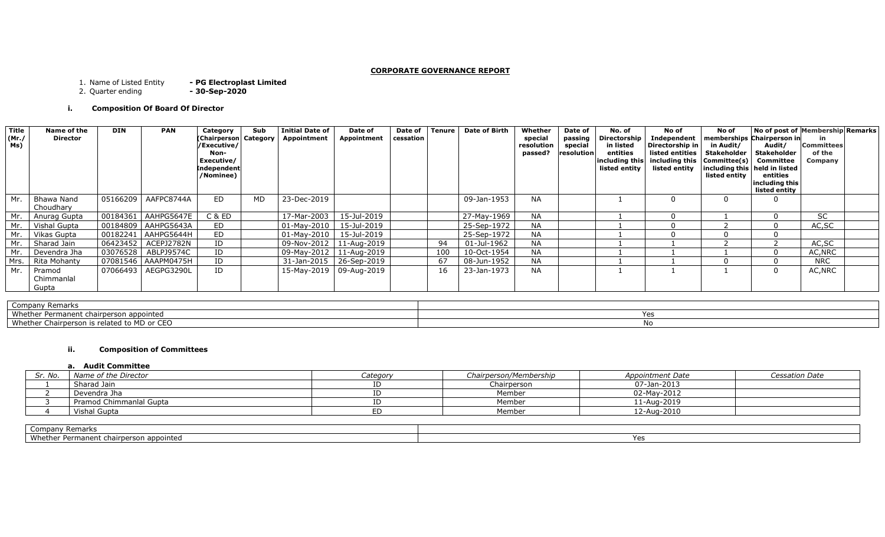## CORPORATE GOVERNANCE REPORT

1. Name of Listed Entity **- PG Electroplast Limited**
2. Quarter ending **- 30-Sep-2020**

### i. Composition Of Board Of Director

| Title (Mr./ Ms) | Name of the Director | DIN | PAN | Category (Chairperson /Executive/ Non-Executive/ Independent /Nominee) | Sub Category | Initial Date of Appointment | Date of Appointment | Date of cessation | Tenure | Date of Birth | Whether special resolution passed? | Date of passing special resolution | No. of Directorship in listed entities including this listed entity | No of Independent Directorship in listed entities including this listed entity | No of memberships in Audit/ Stakeholder Committee(s) including this listed entity | No of post of Chairperson in Audit/ Stakeholder Committee held in listed entities including this listed entity | Membership in Committees of the Company | Remarks |
|---|---|---|---|---|---|---|---|---|---|---|---|---|---|---|---|---|---|---|
| Mr. | Bhawa Nand Choudhary | 05166209 | AAFPC8744A | ED | MD | 23-Dec-2019 | | | | 09-Jan-1953 | NA | | 1 | 0 | 0 | 0 | | |
| Mr. | Anurag Gupta | 00184361 | AAHPG5647E | C & ED | | 17-Mar-2003 | 15-Jul-2019 | | | 27-May-1969 | NA | | 1 | 0 | 1 | 0 | SC | |
| Mr. | Vishal Gupta | 00184809 | AAHPG5643A | ED | | 01-May-2010 | 15-Jul-2019 | | | 25-Sep-1972 | NA | | 1 | 0 | 2 | 0 | AC,SC | |
| Mr. | Vikas Gupta | 00182241 | AAHPG5644H | ED | | 01-May-2010 | 15-Jul-2019 | | | 25-Sep-1972 | NA | | 1 | 0 | 0 | 0 | | |
| Mr. | Sharad Jain | 06423452 | ACEPJ2782N | ID | | 09-Nov-2012 | 11-Aug-2019 | | 94 | 01-Jul-1962 | NA | | 1 | 1 | 2 | 2 | AC,SC | |
| Mr. | Devendra Jha | 03076528 | ABLPJ9574C | ID | | 09-May-2012 | 11-Aug-2019 | | 100 | 10-Oct-1954 | NA | | 1 | 1 | 1 | 0 | AC,NRC | |
| Mrs. | Rita Mohanty | 07081546 | AAAPM0475H | ID | | 31-Jan-2015 | 26-Sep-2019 | | 67 | 08-Jun-1952 | NA | | 1 | 1 | 0 | 0 | NRC | |
| Mr. | Pramod Chimmanlal Gupta | 07066493 | AEGPG3290L | ID | | 15-May-2019 | 09-Aug-2019 | | 16 | 23-Jan-1973 | NA | | 1 | 1 | 1 | 0 | AC,NRC | |

| Company Remarks | |
|---|---|
| Whether Permanent chairperson appointed | Yes |
| Whether Chairperson is related to MD or CEO | No |

### ii. Composition of Committees

#### a. Audit Committee

| *Sr. No.* | *Name of the Director* | *Category* | *Chairperson/Membership* | *Appointment Date* | *Cessation Date* |
|---|---|---|---|---|---|
| 1 | Sharad Jain | ID | Chairperson | 07-Jan-2013 | |
| 2 | Devendra Jha | ID | Member | 02-May-2012 | |
| 3 | Pramod Chimmanlal Gupta | ID | Member | 11-Aug-2019 | |
| 4 | Vishal Gupta | ED | Member | 12-Aug-2010 | |

| Company Remarks | |
|---|---|
| Whether Permanent chairperson appointed | Yes |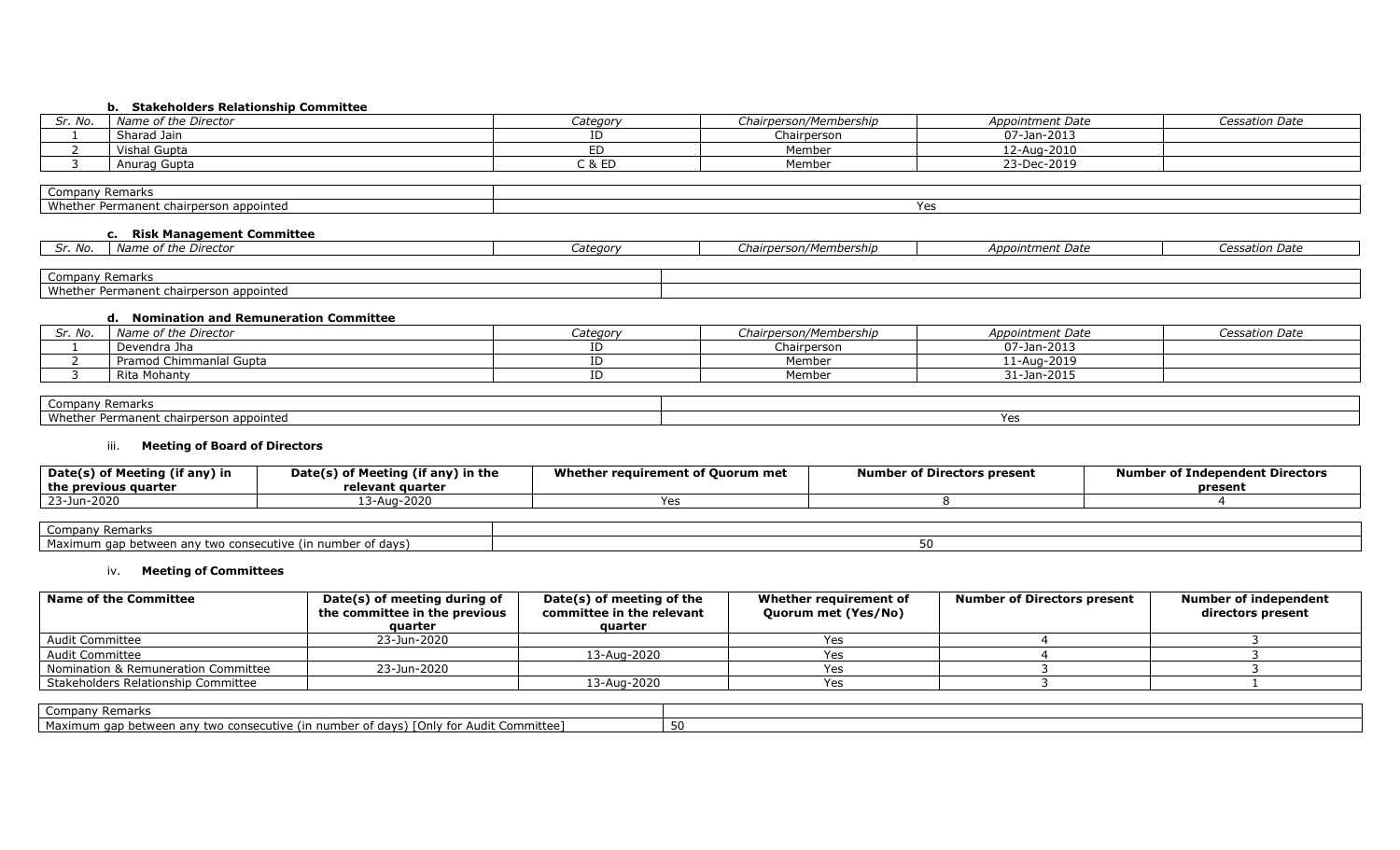#### b. Stakeholders Relationship Committee

| *Sr. No.* | *Name of the Director* | *Category* | *Chairperson/Membership* | *Appointment Date* | *Cessation Date* |
|---|---|---|---|---|---|
| 1 | Sharad Jain | ID | Chairperson | 07-Jan-2013 | |
| 2 | Vishal Gupta | ED | Member | 12-Aug-2010 | |
| 3 | Anurag Gupta | C & ED | Member | 23-Dec-2019 | |

| Company Remarks | |
|---|---|
| Whether Permanent chairperson appointed | Yes |

#### c. Risk Management Committee

| *Sr. No.* | *Name of the Director* | *Category* | *Chairperson/Membership* | *Appointment Date* | *Cessation Date* |
|---|---|---|---|---|---|

| Company Remarks | |
|---|---|
| Whether Permanent chairperson appointed | |

#### d. Nomination and Remuneration Committee

| *Sr. No.* | *Name of the Director* | *Category* | *Chairperson/Membership* | *Appointment Date* | *Cessation Date* |
|---|---|---|---|---|---|
| 1 | Devendra Jha | ID | Chairperson | 07-Jan-2013 | |
| 2 | Pramod Chimmanlal Gupta | ID | Member | 11-Aug-2019 | |
| 3 | Rita Mohanty | ID | Member | 31-Jan-2015 | |

| Company Remarks | |
|---|---|
| Whether Permanent chairperson appointed | Yes |

### iii. Meeting of Board of Directors

| Date(s) of Meeting (if any) in the previous quarter | Date(s) of Meeting (if any) in the relevant quarter | Whether requirement of Quorum met | Number of Directors present | Number of Independent Directors present |
|---|---|---|---|---|
| 23-Jun-2020 | 13-Aug-2020 | Yes | 8 | 4 |

| Company Remarks | |
|---|---|
| Maximum gap between any two consecutive (in number of days) | 50 |

### iv. Meeting of Committees

| Name of the Committee | Date(s) of meeting during of the committee in the previous quarter | Date(s) of meeting of the committee in the relevant quarter | Whether requirement of Quorum met (Yes/No) | Number of Directors present | Number of independent directors present |
|---|---|---|---|---|---|
| Audit Committee | 23-Jun-2020 | | Yes | 4 | 3 |
| Audit Committee | | 13-Aug-2020 | Yes | 4 | 3 |
| Nomination & Remuneration Committee | 23-Jun-2020 | | Yes | 3 | 3 |
| Stakeholders Relationship Committee | | 13-Aug-2020 | Yes | 3 | 1 |

| Company Remarks | |
|---|---|
| Maximum gap between any two consecutive (in number of days) [Only for Audit Committee] | 50 |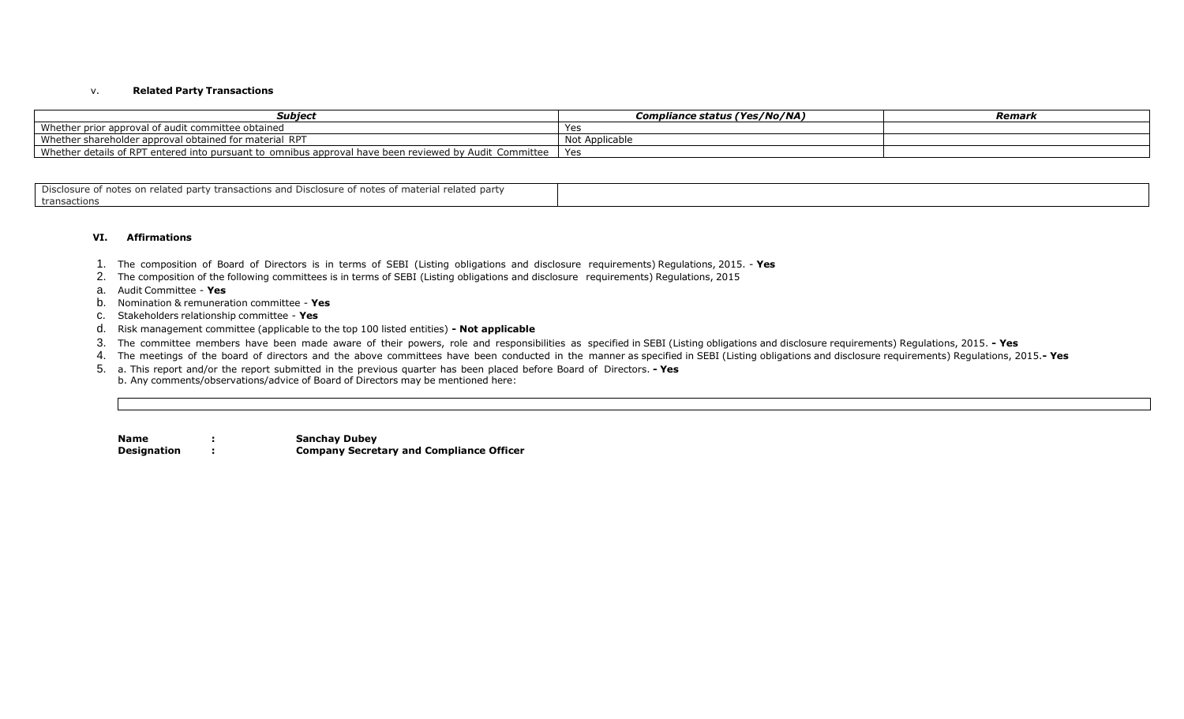v. **Related Party Transactions**

| ***Subject*** | ***Compliance status (Yes/No/NA)*** | ***Remark*** |
|---|---|---|
| Whether prior approval of audit committee obtained | Yes | |
| Whether shareholder approval obtained for material RPT | Not Applicable | |
| Whether details of RPT entered into pursuant to omnibus approval have been reviewed by Audit Committee | Yes | |

| Disclosure of notes on related party transactions and Disclosure of notes of material related party transactions | |
|---|---|

### VI. Affirmations

1. The composition of Board of Directors is in terms of SEBI (Listing obligations and disclosure requirements) Regulations, 2015. - **Yes**
2. The composition of the following committees is in terms of SEBI (Listing obligations and disclosure requirements) Regulations, 2015
   a. Audit Committee - **Yes**
   b. Nomination & remuneration committee - **Yes**
   c. Stakeholders relationship committee - **Yes**
   d. Risk management committee (applicable to the top 100 listed entities) **- Not applicable**
3. The committee members have been made aware of their powers, role and responsibilities as specified in SEBI (Listing obligations and disclosure requirements) Regulations, 2015. **- Yes**
4. The meetings of the board of directors and the above committees have been conducted in the manner as specified in SEBI (Listing obligations and disclosure requirements) Regulations, 2015.**- Yes**
5. a. This report and/or the report submitted in the previous quarter has been placed before Board of Directors. **- Yes**
   b. Any comments/observations/advice of Board of Directors may be mentioned here:

| |
|---|

**Name** : **Sanchay Dubey**
**Designation** : **Company Secretary and Compliance Officer**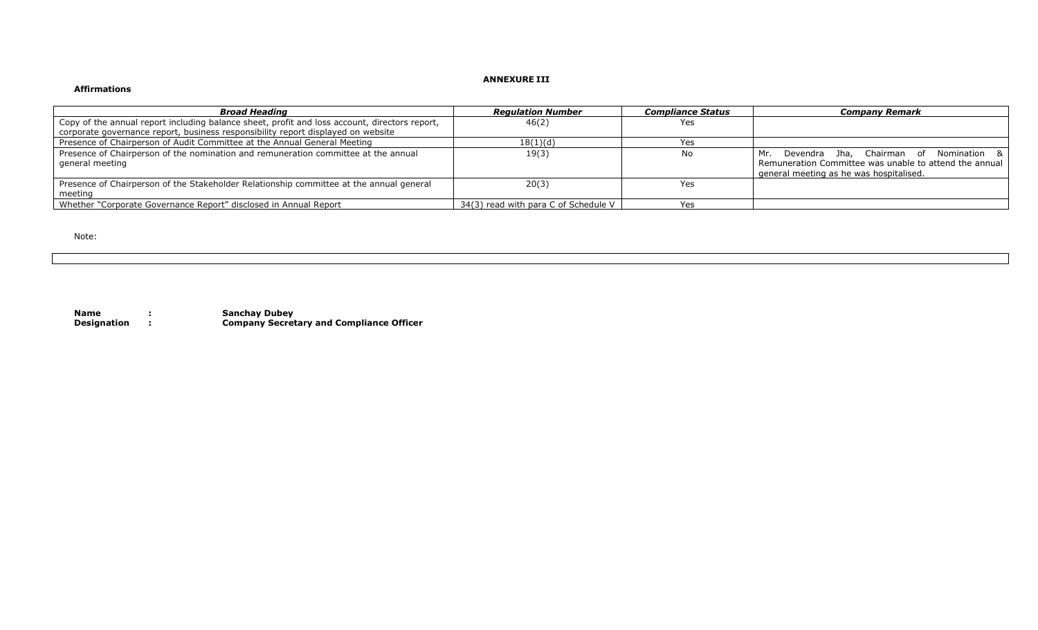## ANNEXURE III

**Affirmations**

| ***Broad Heading*** | ***Regulation Number*** | ***Compliance Status*** | ***Company Remark*** |
|---|---|---|---|
| Copy of the annual report including balance sheet, profit and loss account, directors report, corporate governance report, business responsibility report displayed on website | 46(2) | Yes | |
| Presence of Chairperson of Audit Committee at the Annual General Meeting | 18(1)(d) | Yes | |
| Presence of Chairperson of the nomination and remuneration committee at the annual general meeting | 19(3) | No | Mr. Devendra Jha, Chairman of Nomination & Remuneration Committee was unable to attend the annual general meeting as he was hospitalised. |
| Presence of Chairperson of the Stakeholder Relationship committee at the annual general meeting | 20(3) | Yes | |
| Whether "Corporate Governance Report" disclosed in Annual Report | 34(3) read with para C of Schedule V | Yes | |

Note:

**Name** : **Sanchay Dubey**

**Designation** : **Company Secretary and Compliance Officer**